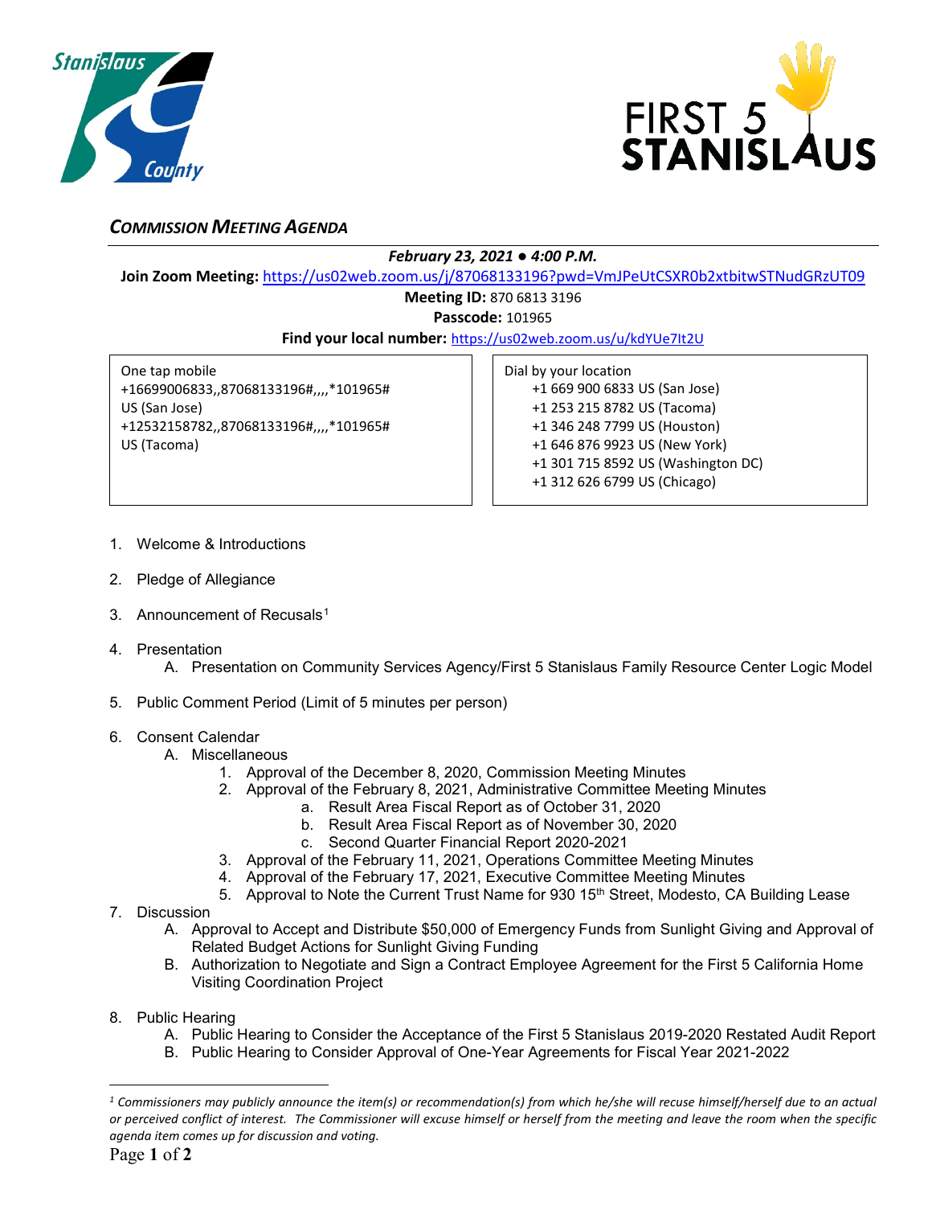## *COMMISSION MEETING AGENDA*

***February 23, 2021 ● 4:00 P.M.***

**Join Zoom Meeting:** https://us02web.zoom.us/j/87068133196?pwd=VmJPeUtCSXR0b2xtbitwSTNudGRzUT09

**Meeting ID:** 870 6813 3196

**Passcode:** 101965

**Find your local number:** https://us02web.zoom.us/u/kdYUe7It2U

| One tap mobile | Dial by your location |
| --- | --- |
| +16699006833,,87068133196#,,,,*101965# US (San Jose) | +1 669 900 6833 US (San Jose) |
| +12532158782,,87068133196#,,,,*101965# US (Tacoma) | +1 253 215 8782 US (Tacoma) |
| | +1 346 248 7799 US (Houston) |
| | +1 646 876 9923 US (New York) |
| | +1 301 715 8592 US (Washington DC) |
| | +1 312 626 6799 US (Chicago) |

1. Welcome & Introductions
2. Pledge of Allegiance
3. Announcement of Recusals[1]
4. Presentation
   A. Presentation on Community Services Agency/First 5 Stanislaus Family Resource Center Logic Model
5. Public Comment Period (Limit of 5 minutes per person)
6. Consent Calendar
   A. Miscellaneous
      1. Approval of the December 8, 2020, Commission Meeting Minutes
      2. Approval of the February 8, 2021, Administrative Committee Meeting Minutes
         a. Result Area Fiscal Report as of October 31, 2020
         b. Result Area Fiscal Report as of November 30, 2020
         c. Second Quarter Financial Report 2020-2021
      3. Approval of the February 11, 2021, Operations Committee Meeting Minutes
      4. Approval of the February 17, 2021, Executive Committee Meeting Minutes
      5. Approval to Note the Current Trust Name for 930 15th Street, Modesto, CA Building Lease
7. Discussion
   A. Approval to Accept and Distribute $50,000 of Emergency Funds from Sunlight Giving and Approval of Related Budget Actions for Sunlight Giving Funding
   B. Authorization to Negotiate and Sign a Contract Employee Agreement for the First 5 California Home Visiting Coordination Project
8. Public Hearing
   A. Public Hearing to Consider the Acceptance of the First 5 Stanislaus 2019-2020 Restated Audit Report
   B. Public Hearing to Consider Approval of One-Year Agreements for Fiscal Year 2021-2022

---

*[1] Commissioners may publicly announce the item(s) or recommendation(s) from which he/she will recuse himself/herself due to an actual or perceived conflict of interest. The Commissioner will excuse himself or herself from the meeting and leave the room when the specific agenda item comes up for discussion and voting.*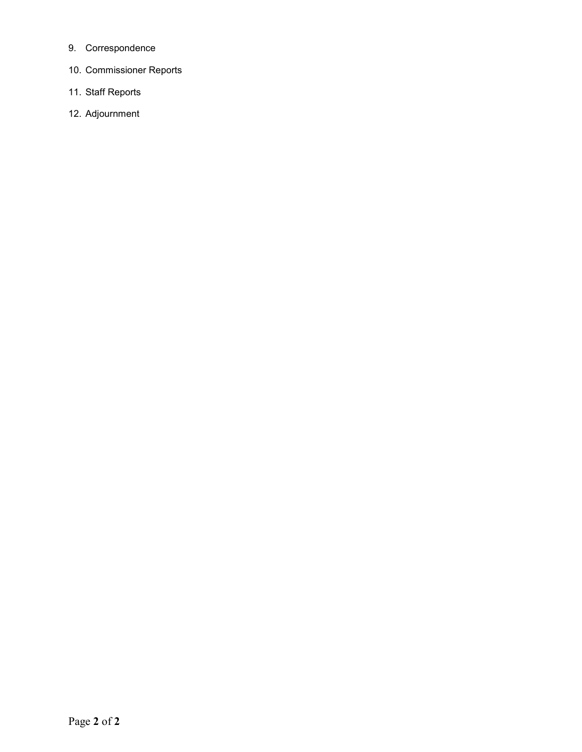9. Correspondence
10. Commissioner Reports
11. Staff Reports
12. Adjournment